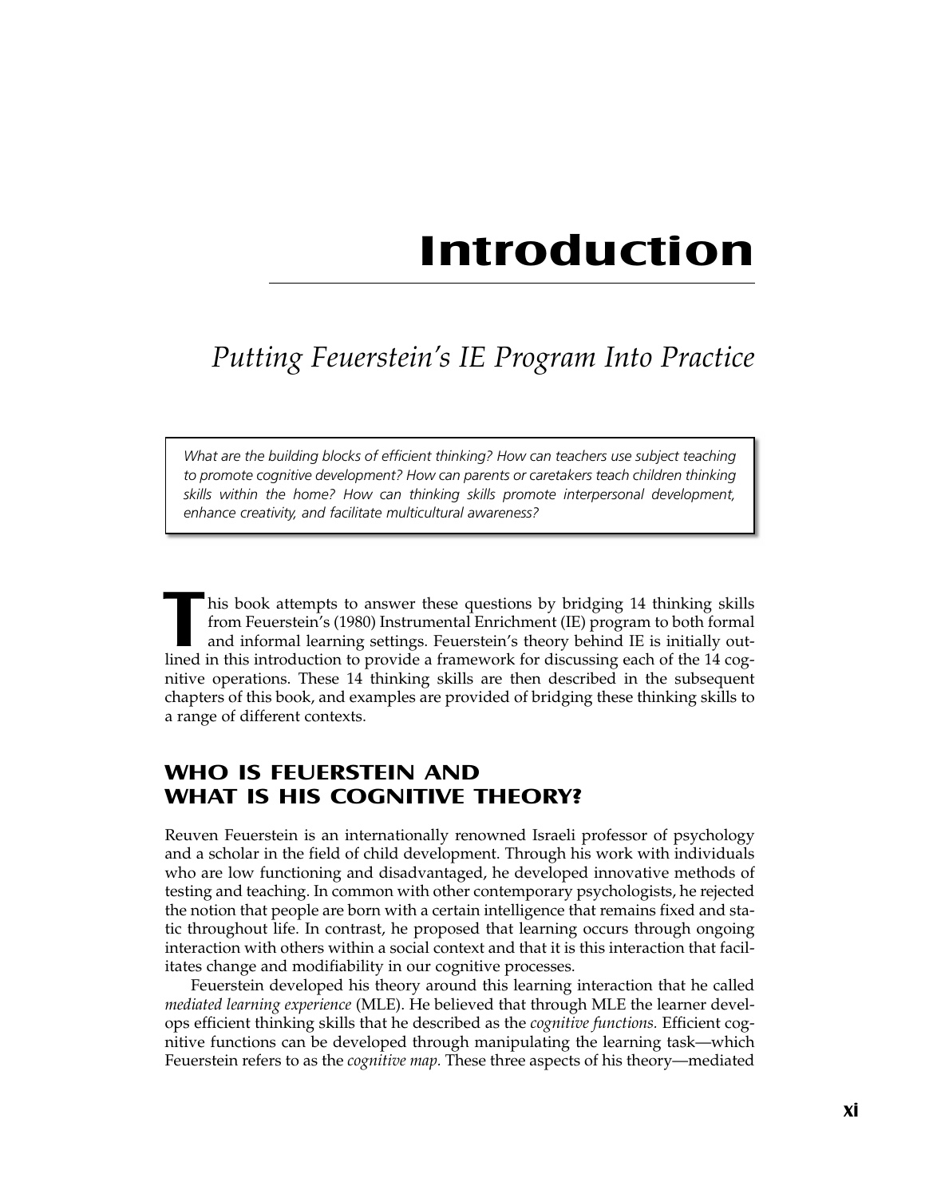# Introduction

## *Putting Feuerstein's IE Program Into Practice*

> *What are the building blocks of efficient thinking? How can teachers use subject teaching to promote cognitive development? How can parents or caretakers teach children thinking skills within the home? How can thinking skills promote interpersonal development, enhance creativity, and facilitate multicultural awareness?*

This book attempts to answer these questions by bridging 14 thinking skills from Feuerstein's (1980) Instrumental Enrichment (IE) program to both formal and informal learning settings. Feuerstein's theory behind IE is initially outlined in this introduction to provide a framework for discussing each of the 14 cognitive operations. These 14 thinking skills are then described in the subsequent chapters of this book, and examples are provided of bridging these thinking skills to a range of different contexts.

### WHO IS FEUERSTEIN AND WHAT IS HIS COGNITIVE THEORY?

Reuven Feuerstein is an internationally renowned Israeli professor of psychology and a scholar in the field of child development. Through his work with individuals who are low functioning and disadvantaged, he developed innovative methods of testing and teaching. In common with other contemporary psychologists, he rejected the notion that people are born with a certain intelligence that remains fixed and static throughout life. In contrast, he proposed that learning occurs through ongoing interaction with others within a social context and that it is this interaction that facilitates change and modifiability in our cognitive processes.

Feuerstein developed his theory around this learning interaction that he called *mediated learning experience* (MLE). He believed that through MLE the learner develops efficient thinking skills that he described as the *cognitive functions.* Efficient cognitive functions can be developed through manipulating the learning task—which Feuerstein refers to as the *cognitive map.* These three aspects of his theory—mediated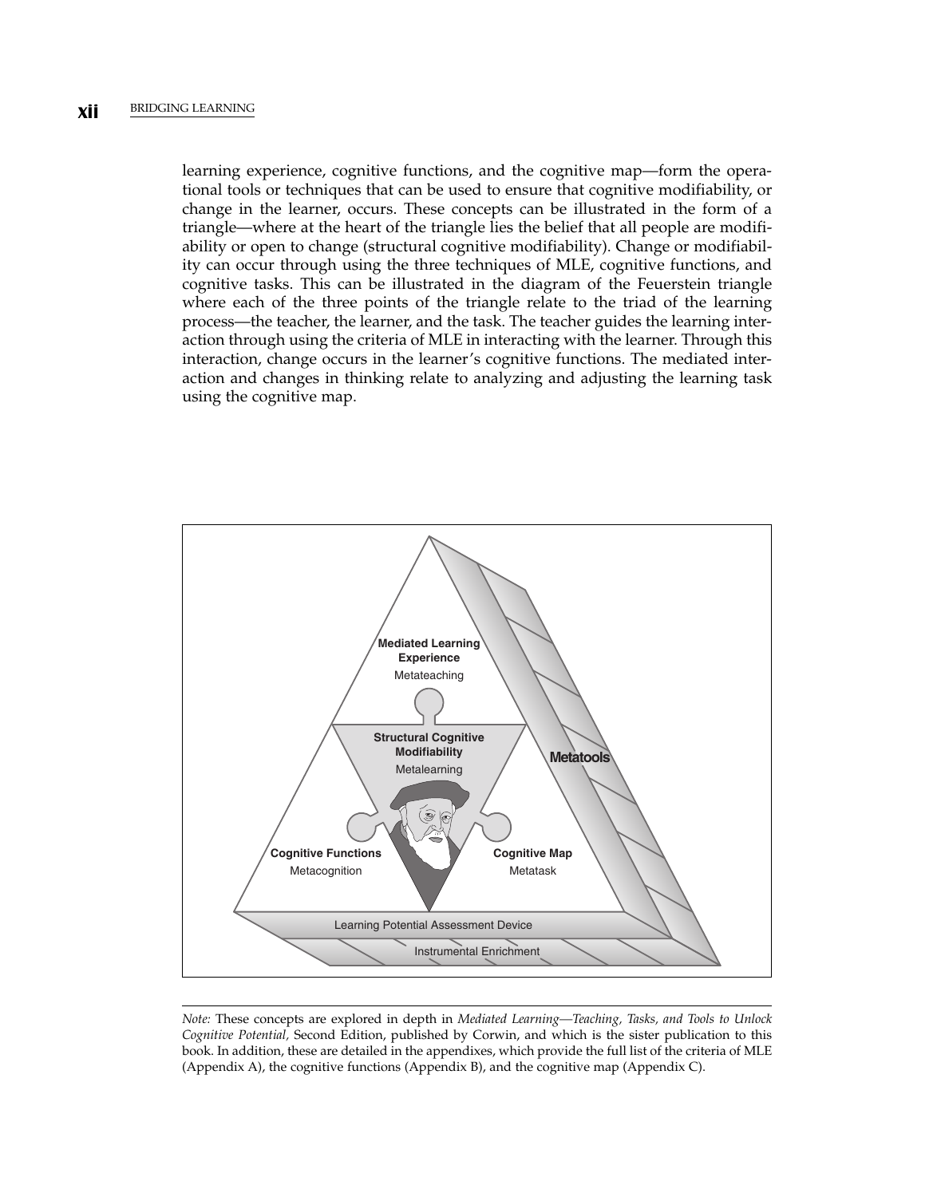learning experience, cognitive functions, and the cognitive map—form the operational tools or techniques that can be used to ensure that cognitive modifiability, or change in the learner, occurs. These concepts can be illustrated in the form of a triangle—where at the heart of the triangle lies the belief that all people are modifiability or open to change (structural cognitive modifiability). Change or modifiability can occur through using the three techniques of MLE, cognitive functions, and cognitive tasks. This can be illustrated in the diagram of the Feuerstein triangle where each of the three points of the triangle relate to the triad of the learning process—the teacher, the learner, and the task. The teacher guides the learning interaction through using the criteria of MLE in interacting with the learner. Through this interaction, change occurs in the learner's cognitive functions. The mediated interaction and changes in thinking relate to analyzing and adjusting the learning task using the cognitive map.

*Note:* These concepts are explored in depth in *Mediated Learning—Teaching, Tasks, and Tools to Unlock Cognitive Potential,* Second Edition, published by Corwin, and which is the sister publication to this book. In addition, these are detailed in the appendixes, which provide the full list of the criteria of MLE (Appendix A), the cognitive functions (Appendix B), and the cognitive map (Appendix C).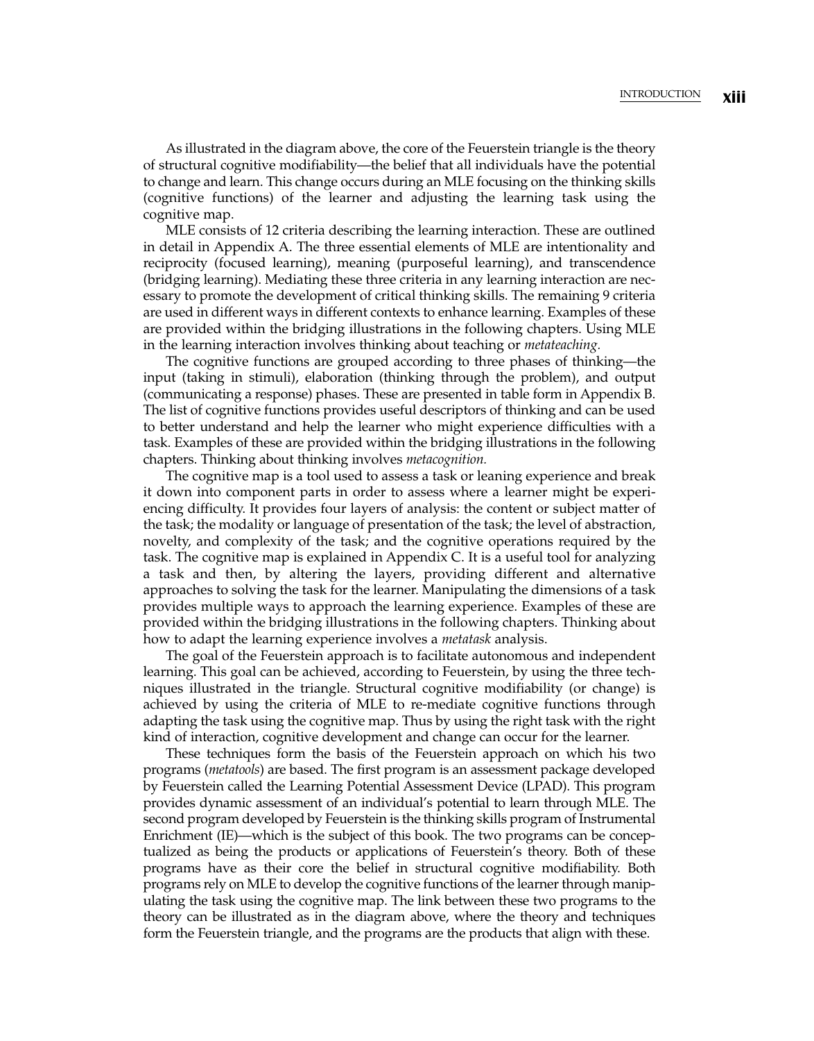As illustrated in the diagram above, the core of the Feuerstein triangle is the theory of structural cognitive modifiability—the belief that all individuals have the potential to change and learn. This change occurs during an MLE focusing on the thinking skills (cognitive functions) of the learner and adjusting the learning task using the cognitive map.

MLE consists of 12 criteria describing the learning interaction. These are outlined in detail in Appendix A. The three essential elements of MLE are intentionality and reciprocity (focused learning), meaning (purposeful learning), and transcendence (bridging learning). Mediating these three criteria in any learning interaction are necessary to promote the development of critical thinking skills. The remaining 9 criteria are used in different ways in different contexts to enhance learning. Examples of these are provided within the bridging illustrations in the following chapters. Using MLE in the learning interaction involves thinking about teaching or *metateaching*.

The cognitive functions are grouped according to three phases of thinking—the input (taking in stimuli), elaboration (thinking through the problem), and output (communicating a response) phases. These are presented in table form in Appendix B. The list of cognitive functions provides useful descriptors of thinking and can be used to better understand and help the learner who might experience difficulties with a task. Examples of these are provided within the bridging illustrations in the following chapters. Thinking about thinking involves *metacognition*.

The cognitive map is a tool used to assess a task or leaning experience and break it down into component parts in order to assess where a learner might be experiencing difficulty. It provides four layers of analysis: the content or subject matter of the task; the modality or language of presentation of the task; the level of abstraction, novelty, and complexity of the task; and the cognitive operations required by the task. The cognitive map is explained in Appendix C. It is a useful tool for analyzing a task and then, by altering the layers, providing different and alternative approaches to solving the task for the learner. Manipulating the dimensions of a task provides multiple ways to approach the learning experience. Examples of these are provided within the bridging illustrations in the following chapters. Thinking about how to adapt the learning experience involves a *metatask* analysis.

The goal of the Feuerstein approach is to facilitate autonomous and independent learning. This goal can be achieved, according to Feuerstein, by using the three techniques illustrated in the triangle. Structural cognitive modifiability (or change) is achieved by using the criteria of MLE to re-mediate cognitive functions through adapting the task using the cognitive map. Thus by using the right task with the right kind of interaction, cognitive development and change can occur for the learner.

These techniques form the basis of the Feuerstein approach on which his two programs (*metatools*) are based. The first program is an assessment package developed by Feuerstein called the Learning Potential Assessment Device (LPAD). This program provides dynamic assessment of an individual's potential to learn through MLE. The second program developed by Feuerstein is the thinking skills program of Instrumental Enrichment (IE)—which is the subject of this book. The two programs can be conceptualized as being the products or applications of Feuerstein's theory. Both of these programs have as their core the belief in structural cognitive modifiability. Both programs rely on MLE to develop the cognitive functions of the learner through manipulating the task using the cognitive map. The link between these two programs to the theory can be illustrated as in the diagram above, where the theory and techniques form the Feuerstein triangle, and the programs are the products that align with these.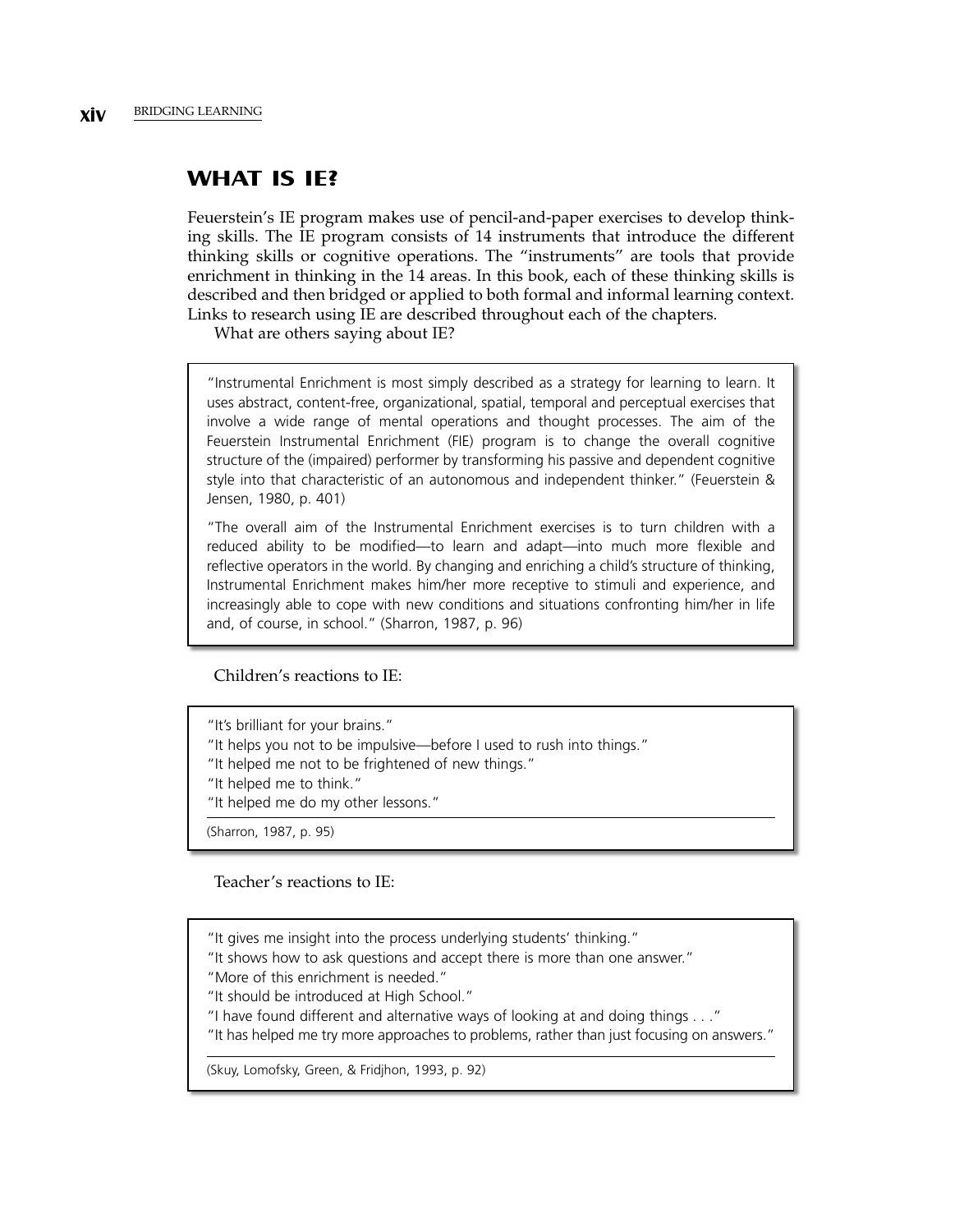## WHAT IS IE?

Feuerstein's IE program makes use of pencil-and-paper exercises to develop thinking skills. The IE program consists of 14 instruments that introduce the different thinking skills or cognitive operations. The "instruments" are tools that provide enrichment in thinking in the 14 areas. In this book, each of these thinking skills is described and then bridged or applied to both formal and informal learning context. Links to research using IE are described throughout each of the chapters.

What are others saying about IE?

> "Instrumental Enrichment is most simply described as a strategy for learning to learn. It uses abstract, content-free, organizational, spatial, temporal and perceptual exercises that involve a wide range of mental operations and thought processes. The aim of the Feuerstein Instrumental Enrichment (FIE) program is to change the overall cognitive structure of the (impaired) performer by transforming his passive and dependent cognitive style into that characteristic of an autonomous and independent thinker." (Feuerstein & Jensen, 1980, p. 401)
>
> "The overall aim of the Instrumental Enrichment exercises is to turn children with a reduced ability to be modified—to learn and adapt—into much more flexible and reflective operators in the world. By changing and enriching a child's structure of thinking, Instrumental Enrichment makes him/her more receptive to stimuli and experience, and increasingly able to cope with new conditions and situations confronting him/her in life and, of course, in school." (Sharron, 1987, p. 96)

Children's reactions to IE:

> "It's brilliant for your brains."
> "It helps you not to be impulsive—before I used to rush into things."
> "It helped me not to be frightened of new things."
> "It helped me to think."
> "It helped me do my other lessons."
>
> (Sharron, 1987, p. 95)

Teacher's reactions to IE:

> "It gives me insight into the process underlying students' thinking."
> "It shows how to ask questions and accept there is more than one answer."
> "More of this enrichment is needed."
> "It should be introduced at High School."
> "I have found different and alternative ways of looking at and doing things . . ."
> "It has helped me try more approaches to problems, rather than just focusing on answers."
>
> (Skuy, Lomofsky, Green, & Fridjhon, 1993, p. 92)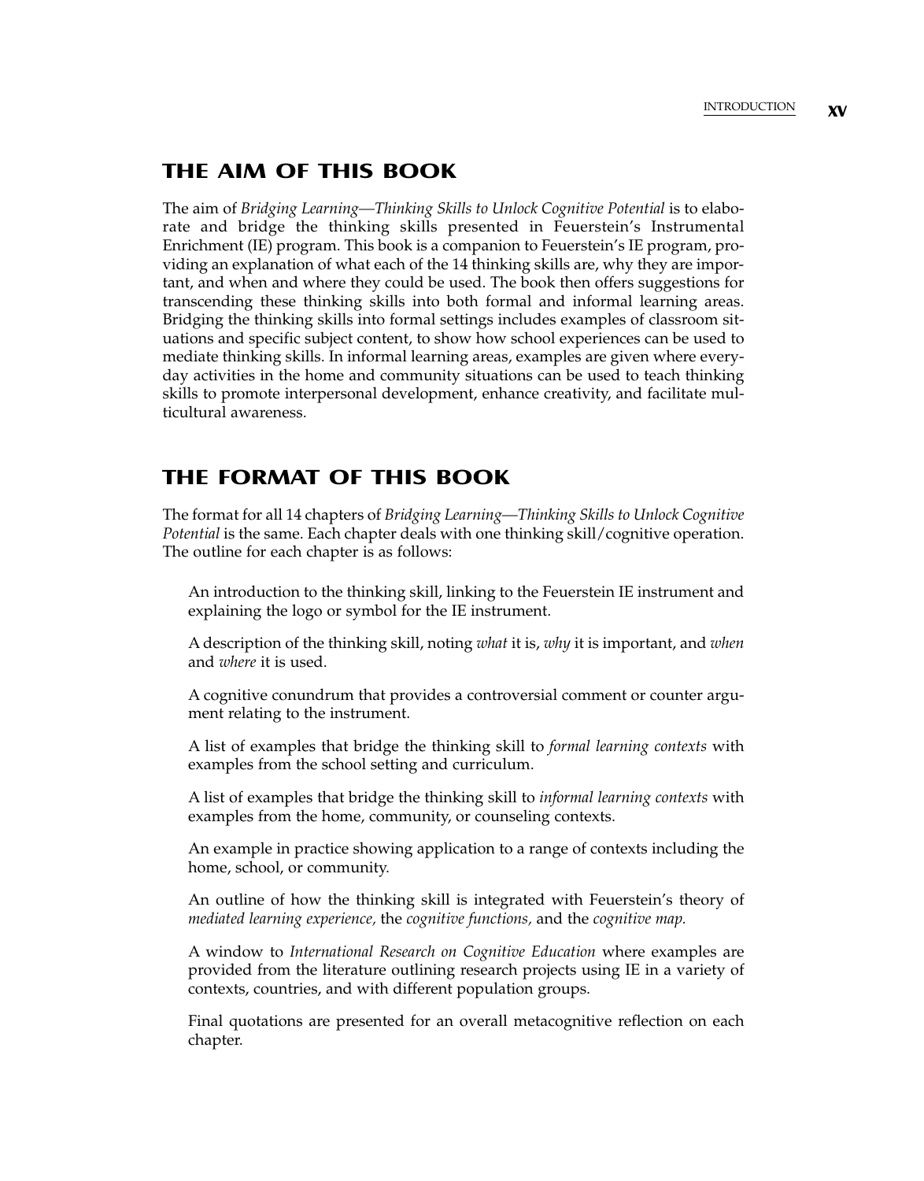## THE AIM OF THIS BOOK

The aim of *Bridging Learning—Thinking Skills to Unlock Cognitive Potential* is to elaborate and bridge the thinking skills presented in Feuerstein's Instrumental Enrichment (IE) program. This book is a companion to Feuerstein's IE program, providing an explanation of what each of the 14 thinking skills are, why they are important, and when and where they could be used. The book then offers suggestions for transcending these thinking skills into both formal and informal learning areas. Bridging the thinking skills into formal settings includes examples of classroom situations and specific subject content, to show how school experiences can be used to mediate thinking skills. In informal learning areas, examples are given where everyday activities in the home and community situations can be used to teach thinking skills to promote interpersonal development, enhance creativity, and facilitate multicultural awareness.

## THE FORMAT OF THIS BOOK

The format for all 14 chapters of *Bridging Learning—Thinking Skills to Unlock Cognitive Potential* is the same. Each chapter deals with one thinking skill/cognitive operation. The outline for each chapter is as follows:

An introduction to the thinking skill, linking to the Feuerstein IE instrument and explaining the logo or symbol for the IE instrument.

A description of the thinking skill, noting *what* it is, *why* it is important, and *when* and *where* it is used.

A cognitive conundrum that provides a controversial comment or counter argument relating to the instrument.

A list of examples that bridge the thinking skill to *formal learning contexts* with examples from the school setting and curriculum.

A list of examples that bridge the thinking skill to *informal learning contexts* with examples from the home, community, or counseling contexts.

An example in practice showing application to a range of contexts including the home, school, or community.

An outline of how the thinking skill is integrated with Feuerstein's theory of *mediated learning experience,* the *cognitive functions,* and the *cognitive map.*

A window to *International Research on Cognitive Education* where examples are provided from the literature outlining research projects using IE in a variety of contexts, countries, and with different population groups.

Final quotations are presented for an overall metacognitive reflection on each chapter.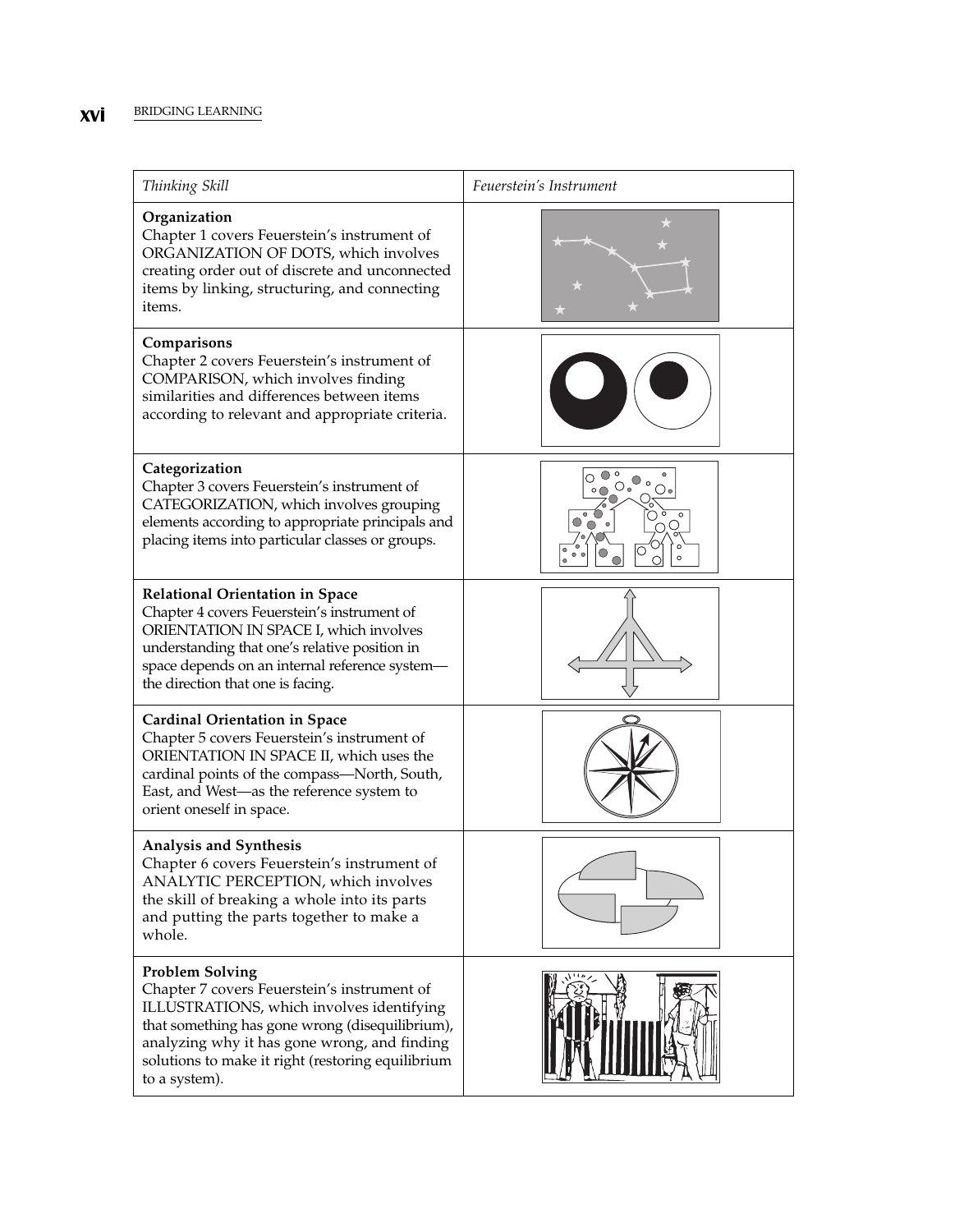| *Thinking Skill* | *Feuerstein's Instrument* |
|---|---|
| **Organization** Chapter 1 covers Feuerstein's instrument of ORGANIZATION OF DOTS, which involves creating order out of discrete and unconnected items by linking, structuring, and connecting items. | |
| **Comparisons** Chapter 2 covers Feuerstein's instrument of COMPARISON, which involves finding similarities and differences between items according to relevant and appropriate criteria. | |
| **Categorization** Chapter 3 covers Feuerstein's instrument of CATEGORIZATION, which involves grouping elements according to appropriate principals and placing items into particular classes or groups. | |
| **Relational Orientation in Space** Chapter 4 covers Feuerstein's instrument of ORIENTATION IN SPACE I, which involves understanding that one's relative position in space depends on an internal reference system—the direction that one is facing. | |
| **Cardinal Orientation in Space** Chapter 5 covers Feuerstein's instrument of ORIENTATION IN SPACE II, which uses the cardinal points of the compass—North, South, East, and West—as the reference system to orient oneself in space. | |
| **Analysis and Synthesis** Chapter 6 covers Feuerstein's instrument of ANALYTIC PERCEPTION, which involves the skill of breaking a whole into its parts and putting the parts together to make a whole. | |
| **Problem Solving** Chapter 7 covers Feuerstein's instrument of ILLUSTRATIONS, which involves identifying that something has gone wrong (disequilibrium), analyzing why it has gone wrong, and finding solutions to make it right (restoring equilibrium to a system). | |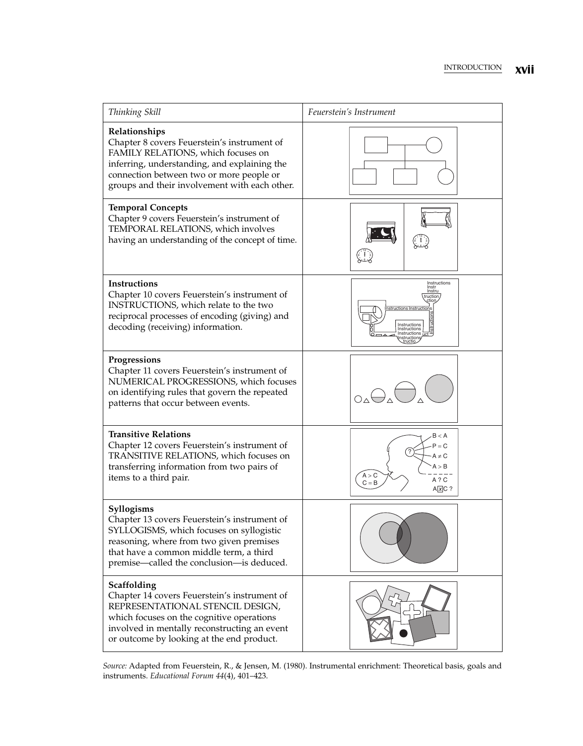| Thinking Skill | Feuerstein's Instrument |
|---|---|
| **Relationships**<br>Chapter 8 covers Feuerstein's instrument of FAMILY RELATIONS, which focuses on inferring, understanding, and explaining the connection between two or more people or groups and their involvement with each other. | |
| **Temporal Concepts**<br>Chapter 9 covers Feuerstein's instrument of TEMPORAL RELATIONS, which involves having an understanding of the concept of time. | |
| **Instructions**<br>Chapter 10 covers Feuerstein's instrument of INSTRUCTIONS, which relate to the two reciprocal processes of encoding (giving) and decoding (receiving) information. | |
| **Progressions**<br>Chapter 11 covers Feuerstein's instrument of NUMERICAL PROGRESSIONS, which focuses on identifying rules that govern the repeated patterns that occur between events. | |
| **Transitive Relations**<br>Chapter 12 covers Feuerstein's instrument of TRANSITIVE RELATIONS, which focuses on transferring information from two pairs of items to a third pair. | B < A<br>P = C<br>A ≠ C<br>A > B<br>A > C<br>C = B<br>A ? C<br>A x C ? |
| **Syllogisms**<br>Chapter 13 covers Feuerstein's instrument of SYLLOGISMS, which focuses on syllogistic reasoning, where from two given premises that have a common middle term, a third premise—called the conclusion—is deduced. | |
| **Scaffolding**<br>Chapter 14 covers Feuerstein's instrument of REPRESENTATIONAL STENCIL DESIGN, which focuses on the cognitive operations involved in mentally reconstructing an event or outcome by looking at the end product. | |

*Source:* Adapted from Feuerstein, R., & Jensen, M. (1980). Instrumental enrichment: Theoretical basis, goals and instruments. *Educational Forum 44*(4), 401–423.